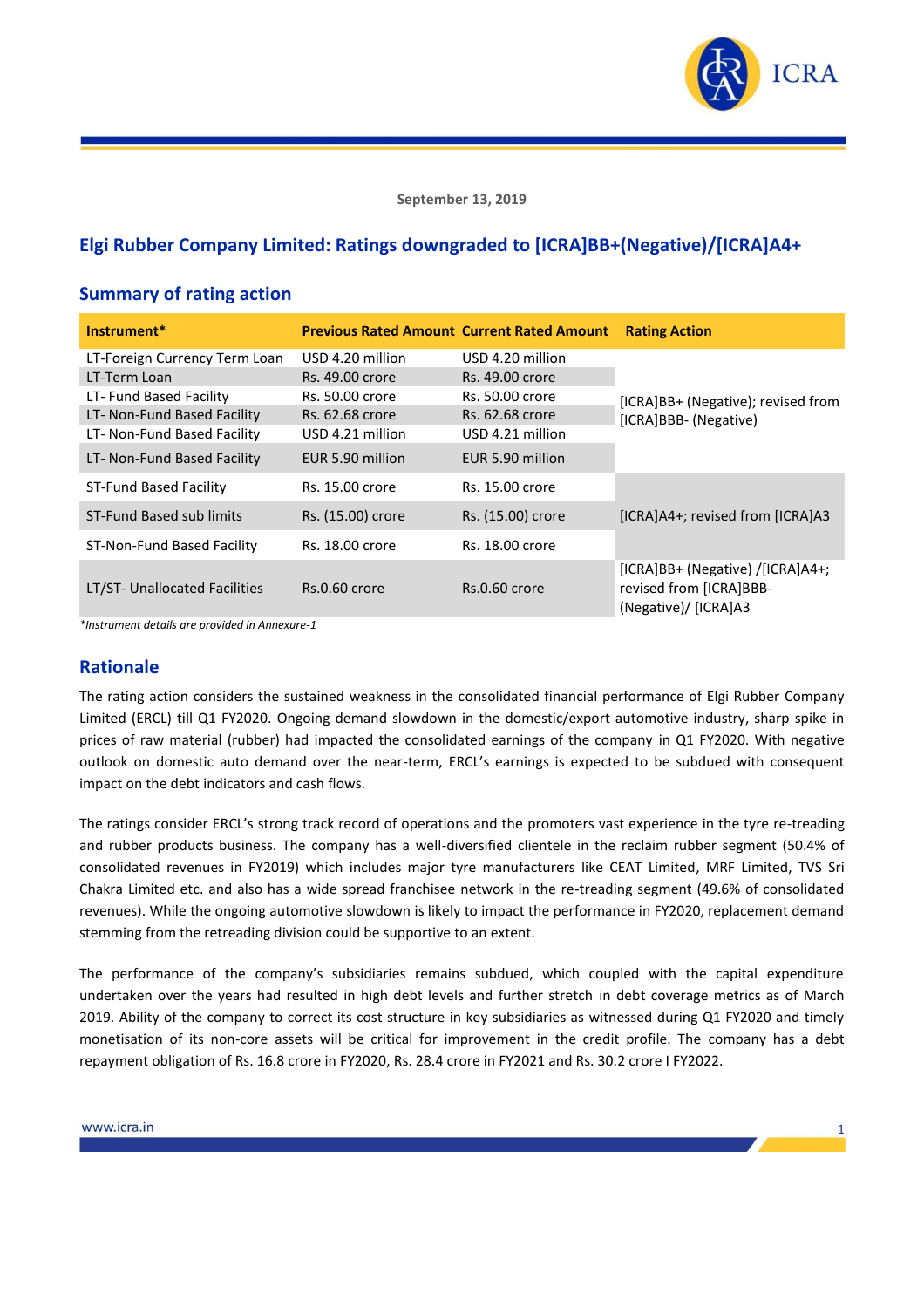September 13, 2019

# Elgi Rubber Company Limited: Ratings downgraded to [ICRA]BB+(Negative)/[ICRA]A4+

## Summary of rating action

| Instrument* | Previous Rated Amount | Current Rated Amount | Rating Action |
|---|---|---|---|
| LT-Foreign Currency Term Loan | USD 4.20 million | USD 4.20 million | [ICRA]BB+ (Negative); revised from [ICRA]BBB- (Negative) |
| LT-Term Loan | Rs. 49.00 crore | Rs. 49.00 crore | |
| LT- Fund Based Facility | Rs. 50.00 crore | Rs. 50.00 crore | |
| LT- Non-Fund Based Facility | Rs. 62.68 crore | Rs. 62.68 crore | |
| LT- Non-Fund Based Facility | USD 4.21 million | USD 4.21 million | |
| LT- Non-Fund Based Facility | EUR 5.90 million | EUR 5.90 million | |
| ST-Fund Based Facility | Rs. 15.00 crore | Rs. 15.00 crore | [ICRA]A4+; revised from [ICRA]A3 |
| ST-Fund Based sub limits | Rs. (15.00) crore | Rs. (15.00) crore | |
| ST-Non-Fund Based Facility | Rs. 18.00 crore | Rs. 18.00 crore | |
| LT/ST- Unallocated Facilities | Rs.0.60 crore | Rs.0.60 crore | [ICRA]BB+ (Negative) /[ICRA]A4+; revised from [ICRA]BBB- (Negative)/ [ICRA]A3 |

*\*Instrument details are provided in Annexure-1*

## Rationale

The rating action considers the sustained weakness in the consolidated financial performance of Elgi Rubber Company Limited (ERCL) till Q1 FY2020. Ongoing demand slowdown in the domestic/export automotive industry, sharp spike in prices of raw material (rubber) had impacted the consolidated earnings of the company in Q1 FY2020. With negative outlook on domestic auto demand over the near-term, ERCL's earnings is expected to be subdued with consequent impact on the debt indicators and cash flows.

The ratings consider ERCL's strong track record of operations and the promoters vast experience in the tyre re-treading and rubber products business. The company has a well-diversified clientele in the reclaim rubber segment (50.4% of consolidated revenues in FY2019) which includes major tyre manufacturers like CEAT Limited, MRF Limited, TVS Sri Chakra Limited etc. and also has a wide spread franchisee network in the re-treading segment (49.6% of consolidated revenues). While the ongoing automotive slowdown is likely to impact the performance in FY2020, replacement demand stemming from the retreading division could be supportive to an extent.

The performance of the company's subsidiaries remains subdued, which coupled with the capital expenditure undertaken over the years had resulted in high debt levels and further stretch in debt coverage metrics as of March 2019. Ability of the company to correct its cost structure in key subsidiaries as witnessed during Q1 FY2020 and timely monetisation of its non-core assets will be critical for improvement in the credit profile. The company has a debt repayment obligation of Rs. 16.8 crore in FY2020, Rs. 28.4 crore in FY2021 and Rs. 30.2 crore I FY2022.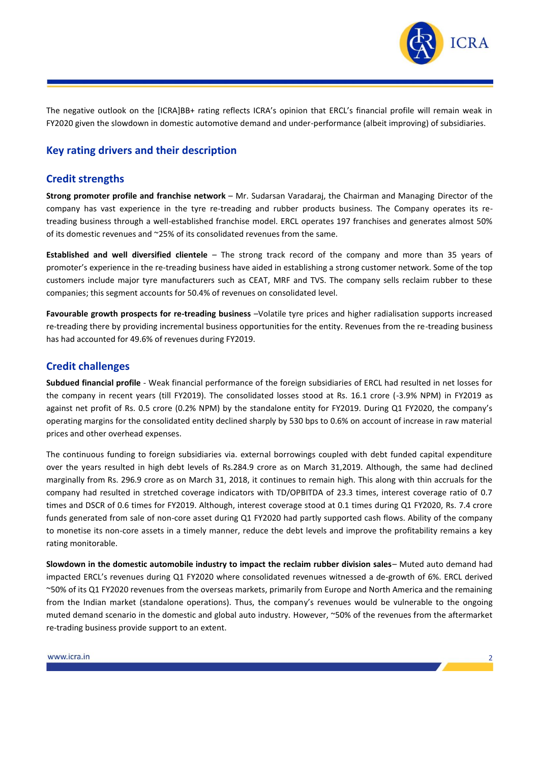The negative outlook on the [ICRA]BB+ rating reflects ICRA's opinion that ERCL's financial profile will remain weak in FY2020 given the slowdown in domestic automotive demand and under-performance (albeit improving) of subsidiaries.

## Key rating drivers and their description

### Credit strengths

**Strong promoter profile and franchise network** – Mr. Sudarsan Varadaraj, the Chairman and Managing Director of the company has vast experience in the tyre re-treading and rubber products business. The Company operates its re-treading business through a well-established franchise model. ERCL operates 197 franchises and generates almost 50% of its domestic revenues and ~25% of its consolidated revenues from the same.

**Established and well diversified clientele** – The strong track record of the company and more than 35 years of promoter's experience in the re-treading business have aided in establishing a strong customer network. Some of the top customers include major tyre manufacturers such as CEAT, MRF and TVS. The company sells reclaim rubber to these companies; this segment accounts for 50.4% of revenues on consolidated level.

**Favourable growth prospects for re-treading business** –Volatile tyre prices and higher radialisation supports increased re-treading there by providing incremental business opportunities for the entity. Revenues from the re-treading business has had accounted for 49.6% of revenues during FY2019.

### Credit challenges

**Subdued financial profile** - Weak financial performance of the foreign subsidiaries of ERCL had resulted in net losses for the company in recent years (till FY2019). The consolidated losses stood at Rs. 16.1 crore (-3.9% NPM) in FY2019 as against net profit of Rs. 0.5 crore (0.2% NPM) by the standalone entity for FY2019. During Q1 FY2020, the company's operating margins for the consolidated entity declined sharply by 530 bps to 0.6% on account of increase in raw material prices and other overhead expenses.

The continuous funding to foreign subsidiaries via. external borrowings coupled with debt funded capital expenditure over the years resulted in high debt levels of Rs.284.9 crore as on March 31,2019. Although, the same had declined marginally from Rs. 296.9 crore as on March 31, 2018, it continues to remain high. This along with thin accruals for the company had resulted in stretched coverage indicators with TD/OPBITDA of 23.3 times, interest coverage ratio of 0.7 times and DSCR of 0.6 times for FY2019. Although, interest coverage stood at 0.1 times during Q1 FY2020, Rs. 7.4 crore funds generated from sale of non-core asset during Q1 FY2020 had partly supported cash flows. Ability of the company to monetise its non-core assets in a timely manner, reduce the debt levels and improve the profitability remains a key rating monitorable.

**Slowdown in the domestic automobile industry to impact the reclaim rubber division sales**– Muted auto demand had impacted ERCL's revenues during Q1 FY2020 where consolidated revenues witnessed a de-growth of 6%. ERCL derived ~50% of its Q1 FY2020 revenues from the overseas markets, primarily from Europe and North America and the remaining from the Indian market (standalone operations). Thus, the company's revenues would be vulnerable to the ongoing muted demand scenario in the domestic and global auto industry. However, ~50% of the revenues from the aftermarket re-trading business provide support to an extent.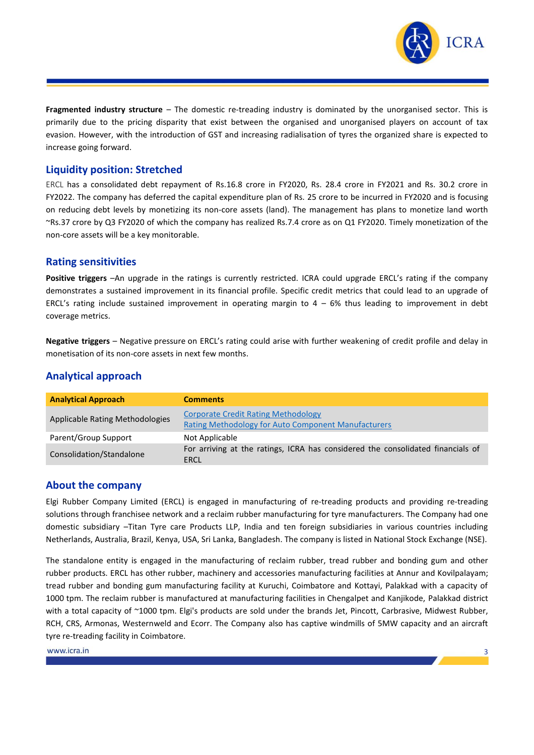**Fragmented industry structure** – The domestic re-treading industry is dominated by the unorganised sector. This is primarily due to the pricing disparity that exist between the organised and unorganised players on account of tax evasion. However, with the introduction of GST and increasing radialisation of tyres the organized share is expected to increase going forward.

## Liquidity position: Stretched

ERCL has a consolidated debt repayment of Rs.16.8 crore in FY2020, Rs. 28.4 crore in FY2021 and Rs. 30.2 crore in FY2022. The company has deferred the capital expenditure plan of Rs. 25 crore to be incurred in FY2020 and is focusing on reducing debt levels by monetizing its non-core assets (land). The management has plans to monetize land worth ~Rs.37 crore by Q3 FY2020 of which the company has realized Rs.7.4 crore as on Q1 FY2020. Timely monetization of the non-core assets will be a key monitorable.

## Rating sensitivities

**Positive triggers** –An upgrade in the ratings is currently restricted. ICRA could upgrade ERCL's rating if the company demonstrates a sustained improvement in its financial profile. Specific credit metrics that could lead to an upgrade of ERCL's rating include sustained improvement in operating margin to 4 – 6% thus leading to improvement in debt coverage metrics.

**Negative triggers** – Negative pressure on ERCL's rating could arise with further weakening of credit profile and delay in monetisation of its non-core assets in next few months.

## Analytical approach

| Analytical Approach | Comments |
|---|---|
| Applicable Rating Methodologies | Corporate Credit Rating Methodology<br>Rating Methodology for Auto Component Manufacturers |
| Parent/Group Support | Not Applicable |
| Consolidation/Standalone | For arriving at the ratings, ICRA has considered the consolidated financials of ERCL |

## About the company

Elgi Rubber Company Limited (ERCL) is engaged in manufacturing of re-treading products and providing re-treading solutions through franchisee network and a reclaim rubber manufacturing for tyre manufacturers. The Company had one domestic subsidiary –Titan Tyre care Products LLP, India and ten foreign subsidiaries in various countries including Netherlands, Australia, Brazil, Kenya, USA, Sri Lanka, Bangladesh. The company is listed in National Stock Exchange (NSE).

The standalone entity is engaged in the manufacturing of reclaim rubber, tread rubber and bonding gum and other rubber products. ERCL has other rubber, machinery and accessories manufacturing facilities at Annur and Kovilpalayam; tread rubber and bonding gum manufacturing facility at Kuruchi, Coimbatore and Kottayi, Palakkad with a capacity of 1000 tpm. The reclaim rubber is manufactured at manufacturing facilities in Chengalpet and Kanjikode, Palakkad district with a total capacity of ~1000 tpm. Elgi's products are sold under the brands Jet, Pincott, Carbrasive, Midwest Rubber, RCH, CRS, Armonas, Westernweld and Ecorr. The Company also has captive windmills of 5MW capacity and an aircraft tyre re-treading facility in Coimbatore.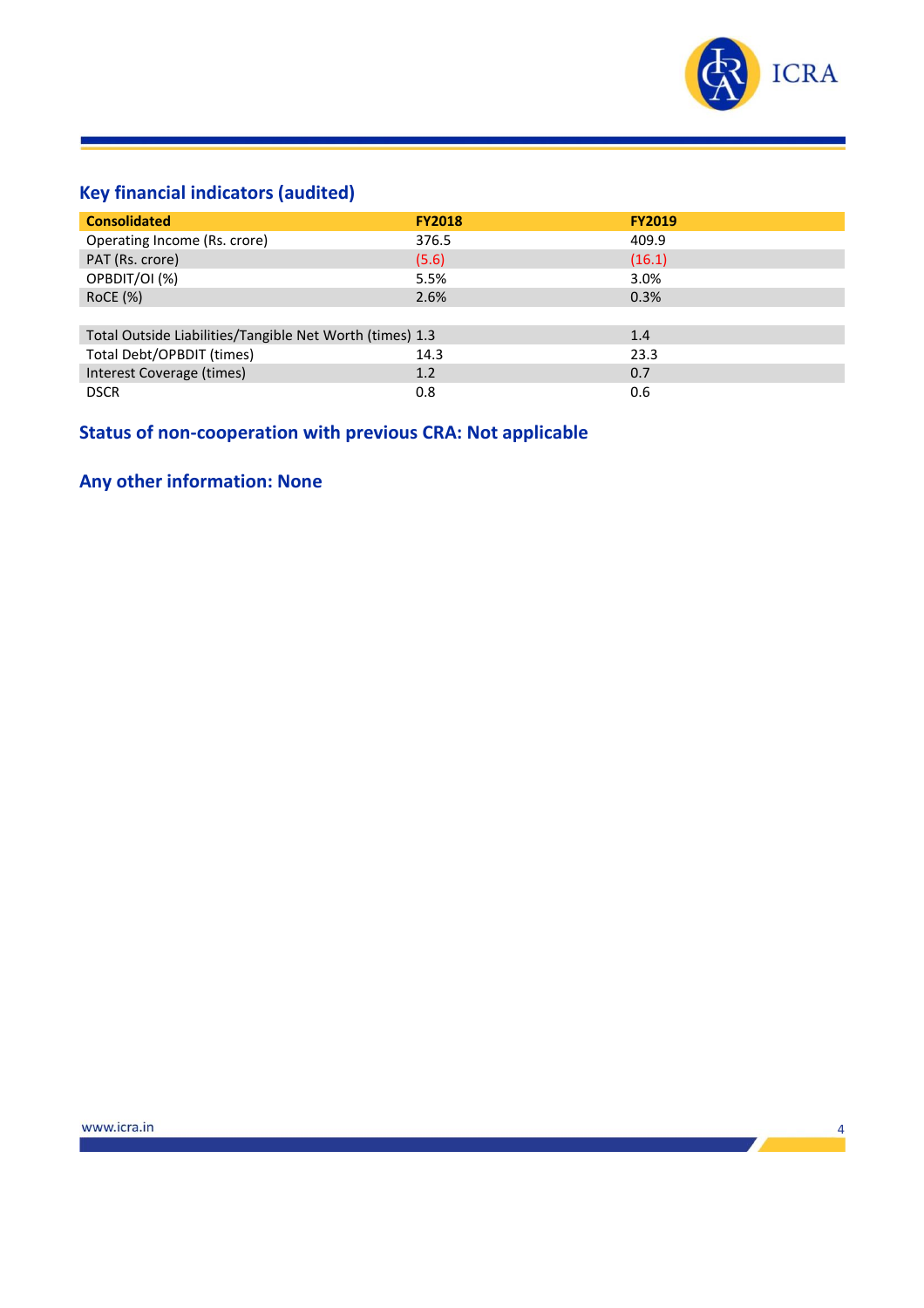## Key financial indicators (audited)

| Consolidated | FY2018 | FY2019 |
|---|---|---|
| Operating Income (Rs. crore) | 376.5 | 409.9 |
| PAT (Rs. crore) | (5.6) | (16.1) |
| OPBDIT/OI (%) | 5.5% | 3.0% |
| RoCE (%) | 2.6% | 0.3% |
| | | |
| Total Outside Liabilities/Tangible Net Worth (times) | 1.3 | 1.4 |
| Total Debt/OPBDIT (times) | 14.3 | 23.3 |
| Interest Coverage (times) | 1.2 | 0.7 |
| DSCR | 0.8 | 0.6 |

## Status of non-cooperation with previous CRA: Not applicable

## Any other information: None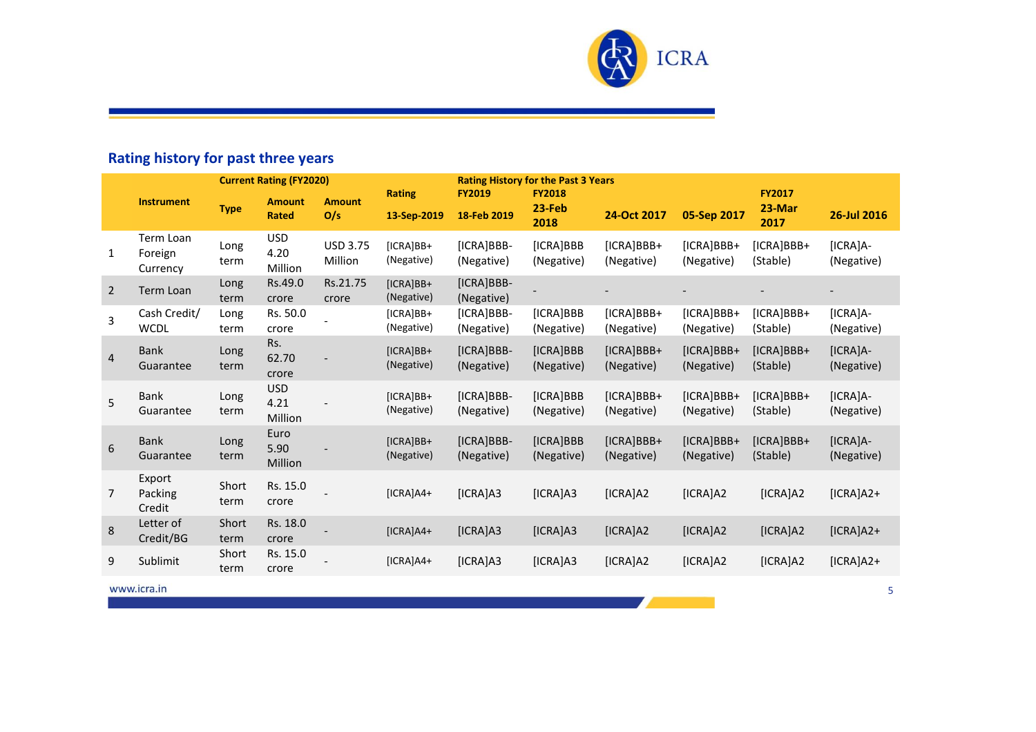## Rating history for past three years

| | Instrument | Current Rating (FY2020) | | | | Rating History for the Past 3 Years | | | | | |
|---|---|---|---|---|---|---|---|---|---|---|---|
| | | Type | Amount Rated | Amount O/s | Rating | FY2019 | FY2018 | | | FY2017 | |
| | | | | | 13-Sep-2019 | 18-Feb 2019 | 23-Feb 2018 | 24-Oct 2017 | 05-Sep 2017 | 23-Mar 2017 | 26-Jul 2016 |
| 1 | Term Loan Foreign Currency | Long term | USD 4.20 Million | USD 3.75 Million | [ICRA]BB+ (Negative) | [ICRA]BBB- (Negative) | [ICRA]BBB (Negative) | [ICRA]BBB+ (Negative) | [ICRA]BBB+ (Negative) | [ICRA]BBB+ (Stable) | [ICRA]A- (Negative) |
| 2 | Term Loan | Long term | Rs.49.0 crore | Rs.21.75 crore | [ICRA]BB+ (Negative) | [ICRA]BBB- (Negative) | - | - | - | - | - |
| 3 | Cash Credit/ WCDL | Long term | Rs. 50.0 crore | - | [ICRA]BB+ (Negative) | [ICRA]BBB- (Negative) | [ICRA]BBB (Negative) | [ICRA]BBB+ (Negative) | [ICRA]BBB+ (Negative) | [ICRA]BBB+ (Stable) | [ICRA]A- (Negative) |
| 4 | Bank Guarantee | Long term | Rs. 62.70 crore | - | [ICRA]BB+ (Negative) | [ICRA]BBB- (Negative) | [ICRA]BBB (Negative) | [ICRA]BBB+ (Negative) | [ICRA]BBB+ (Negative) | [ICRA]BBB+ (Stable) | [ICRA]A- (Negative) |
| 5 | Bank Guarantee | Long term | USD 4.21 Million | - | [ICRA]BB+ (Negative) | [ICRA]BBB- (Negative) | [ICRA]BBB (Negative) | [ICRA]BBB+ (Negative) | [ICRA]BBB+ (Negative) | [ICRA]BBB+ (Stable) | [ICRA]A- (Negative) |
| 6 | Bank Guarantee | Long term | Euro 5.90 Million | - | [ICRA]BB+ (Negative) | [ICRA]BBB- (Negative) | [ICRA]BBB (Negative) | [ICRA]BBB+ (Negative) | [ICRA]BBB+ (Negative) | [ICRA]BBB+ (Stable) | [ICRA]A- (Negative) |
| 7 | Export Packing Credit | Short term | Rs. 15.0 crore | - | [ICRA]A4+ | [ICRA]A3 | [ICRA]A3 | [ICRA]A2 | [ICRA]A2 | [ICRA]A2 | [ICRA]A2+ |
| 8 | Letter of Credit/BG | Short term | Rs. 18.0 crore | - | [ICRA]A4+ | [ICRA]A3 | [ICRA]A3 | [ICRA]A2 | [ICRA]A2 | [ICRA]A2 | [ICRA]A2+ |
| 9 | Sublimit | Short term | Rs. 15.0 crore | - | [ICRA]A4+ | [ICRA]A3 | [ICRA]A3 | [ICRA]A2 | [ICRA]A2 | [ICRA]A2 | [ICRA]A2+ |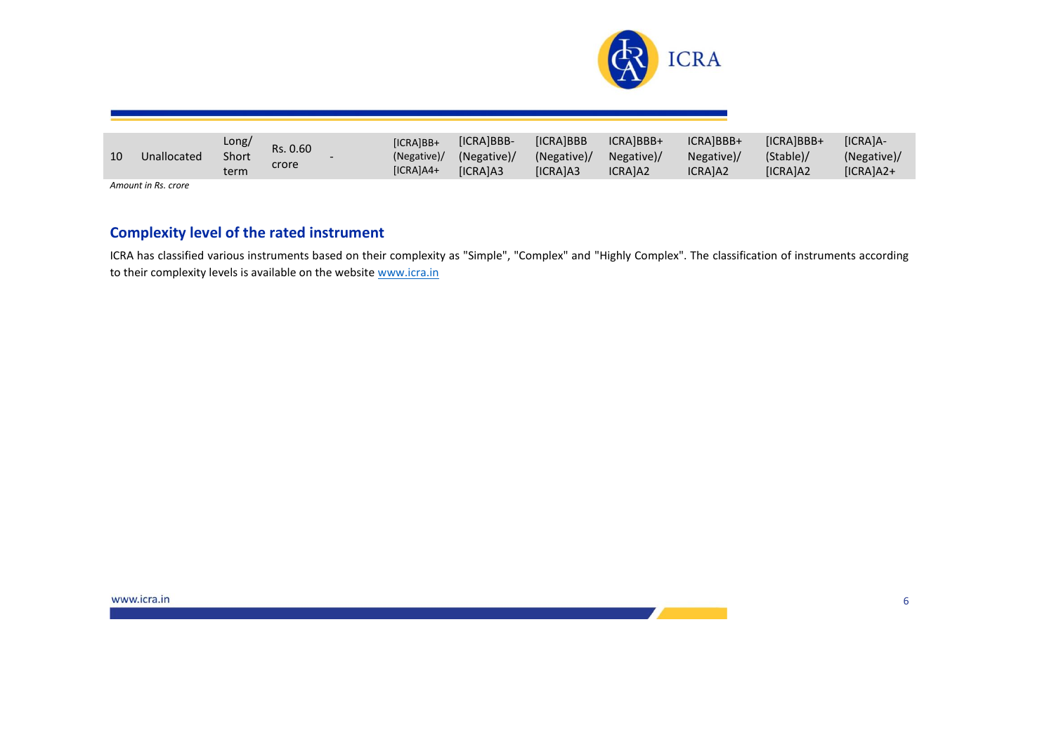| 10 | Unallocated | Long/ Short term | Rs. 0.60 crore | - | [ICRA]BB+ (Negative)/ [ICRA]A4+ | [ICRA]BBB- (Negative)/ [ICRA]A3 | [ICRA]BBB (Negative)/ [ICRA]A3 | ICRA]BBB+ Negative)/ ICRA]A2 | ICRA]BBB+ Negative)/ ICRA]A2 | [ICRA]BBB+ (Stable)/ [ICRA]A2 | [ICRA]A- (Negative)/ [ICRA]A2+ |
|---|---|---|---|---|---|---|---|---|---|---|---|

*Amount in Rs. crore*

## Complexity level of the rated instrument

ICRA has classified various instruments based on their complexity as "Simple", "Complex" and "Highly Complex". The classification of instruments according to their complexity levels is available on the website www.icra.in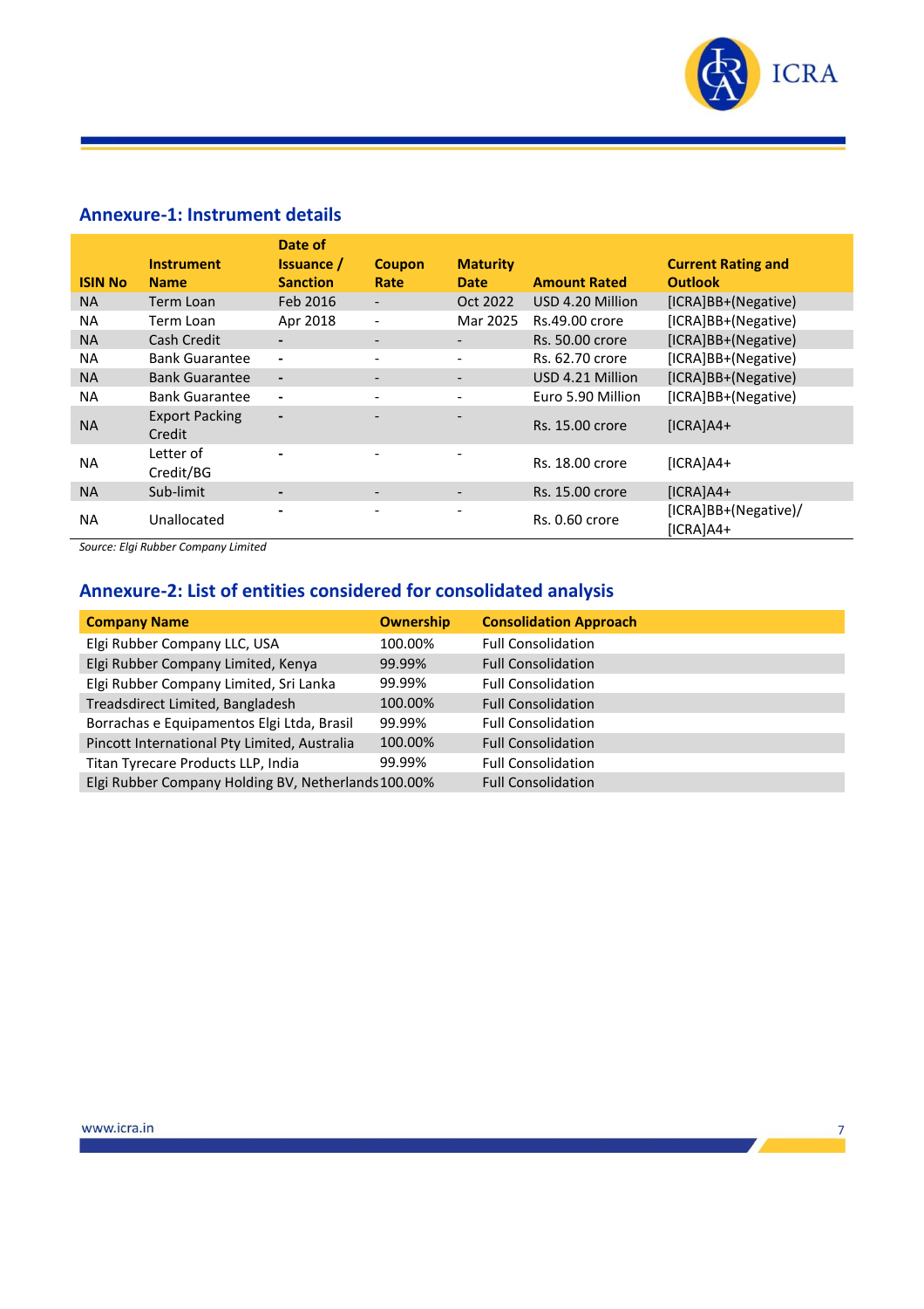## Annexure-1: Instrument details

| ISIN No | Instrument Name | Date of Issuance / Sanction | Coupon Rate | Maturity Date | Amount Rated | Current Rating and Outlook |
|---|---|---|---|---|---|---|
| NA | Term Loan | Feb 2016 | - | Oct 2022 | USD 4.20 Million | [ICRA]BB+(Negative) |
| NA | Term Loan | Apr 2018 | - | Mar 2025 | Rs.49.00 crore | [ICRA]BB+(Negative) |
| NA | Cash Credit | - | - | - | Rs. 50.00 crore | [ICRA]BB+(Negative) |
| NA | Bank Guarantee | - | - | - | Rs. 62.70 crore | [ICRA]BB+(Negative) |
| NA | Bank Guarantee | - | - | - | USD 4.21 Million | [ICRA]BB+(Negative) |
| NA | Bank Guarantee | - | - | - | Euro 5.90 Million | [ICRA]BB+(Negative) |
| NA | Export Packing Credit | - | - | - | Rs. 15.00 crore | [ICRA]A4+ |
| NA | Letter of Credit/BG | - | - | - | Rs. 18.00 crore | [ICRA]A4+ |
| NA | Sub-limit | - | - | - | Rs. 15.00 crore | [ICRA]A4+ |
| NA | Unallocated | - | - | - | Rs. 0.60 crore | [ICRA]BB+(Negative)/ [ICRA]A4+ |

*Source: Elgi Rubber Company Limited*

## Annexure-2: List of entities considered for consolidated analysis

| Company Name | Ownership | Consolidation Approach |
|---|---|---|
| Elgi Rubber Company LLC, USA | 100.00% | Full Consolidation |
| Elgi Rubber Company Limited, Kenya | 99.99% | Full Consolidation |
| Elgi Rubber Company Limited, Sri Lanka | 99.99% | Full Consolidation |
| Treadsdirect Limited, Bangladesh | 100.00% | Full Consolidation |
| Borrachas e Equipamentos Elgi Ltda, Brasil | 99.99% | Full Consolidation |
| Pincott International Pty Limited, Australia | 100.00% | Full Consolidation |
| Titan Tyrecare Products LLP, India | 99.99% | Full Consolidation |
| Elgi Rubber Company Holding BV, Netherlands | 100.00% | Full Consolidation |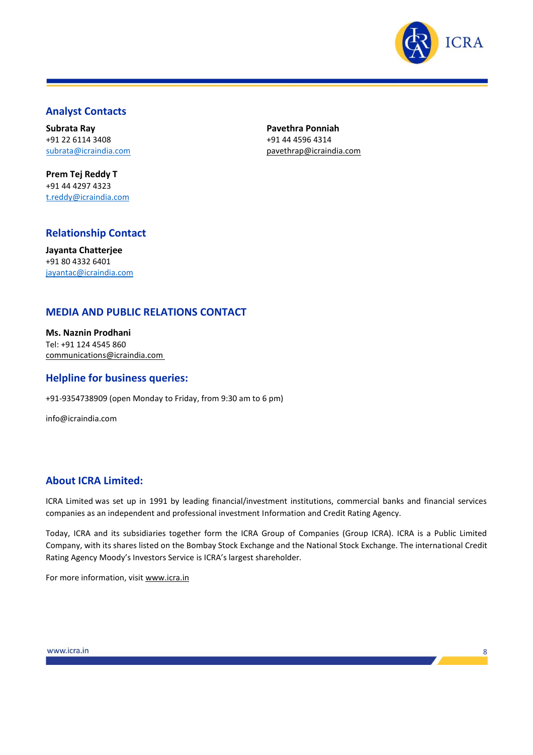## Analyst Contacts

**Subrata Ray**
+91 22 6114 3408
subrata@icraindia.com

**Pavethra Ponniah**
+91 44 4596 4314
pavethrap@icraindia.com

**Prem Tej Reddy T**
+91 44 4297 4323
t.reddy@icraindia.com

## Relationship Contact

**Jayanta Chatterjee**
+91 80 4332 6401
jayantac@icraindia.com

## MEDIA AND PUBLIC RELATIONS CONTACT

**Ms. Naznin Prodhani**
Tel: +91 124 4545 860
communications@icraindia.com

## Helpline for business queries:

+91-9354738909 (open Monday to Friday, from 9:30 am to 6 pm)

info@icraindia.com

## About ICRA Limited:

ICRA Limited was set up in 1991 by leading financial/investment institutions, commercial banks and financial services companies as an independent and professional investment Information and Credit Rating Agency.

Today, ICRA and its subsidiaries together form the ICRA Group of Companies (Group ICRA). ICRA is a Public Limited Company, with its shares listed on the Bombay Stock Exchange and the National Stock Exchange. The international Credit Rating Agency Moody's Investors Service is ICRA's largest shareholder.

For more information, visit www.icra.in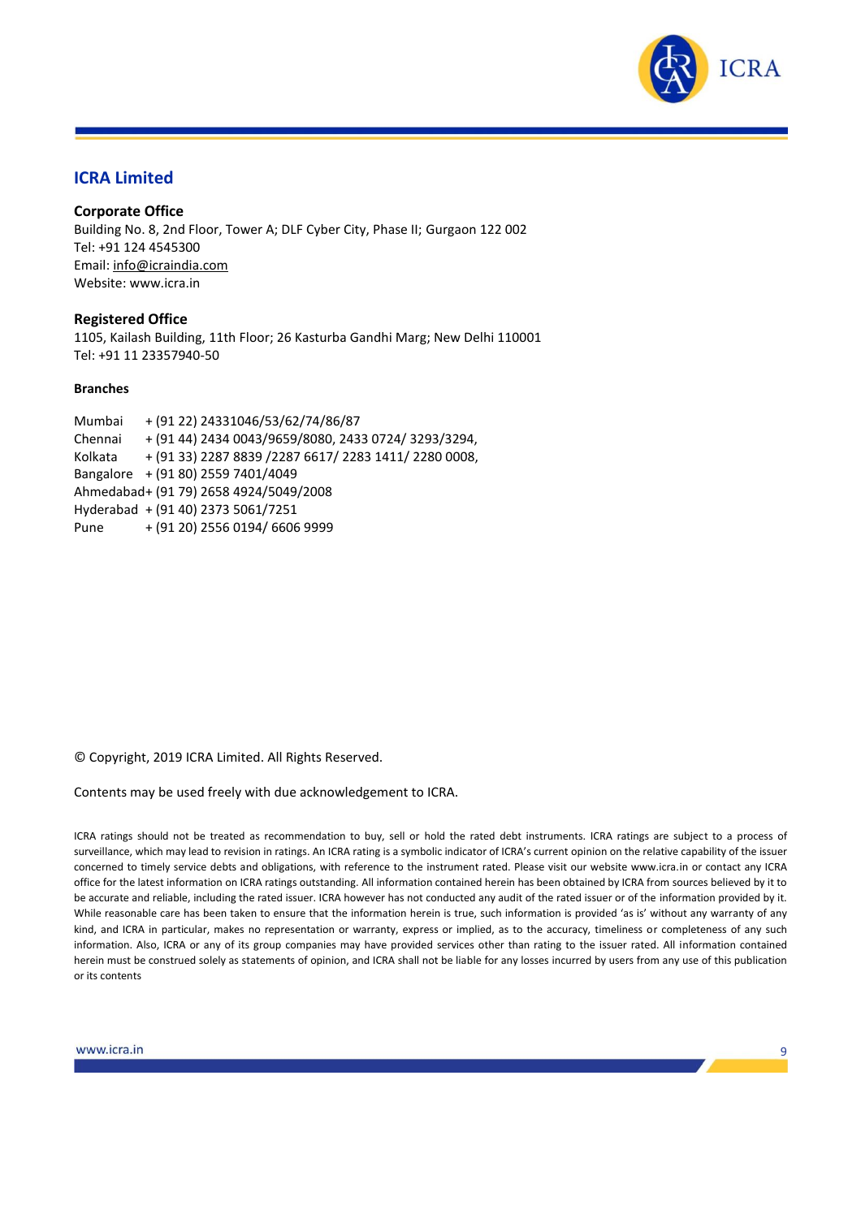## ICRA Limited

**Corporate Office**
Building No. 8, 2nd Floor, Tower A; DLF Cyber City, Phase II; Gurgaon 122 002
Tel: +91 124 4545300
Email: info@icraindia.com
Website: www.icra.in

**Registered Office**
1105, Kailash Building, 11th Floor; 26 Kasturba Gandhi Marg; New Delhi 110001
Tel: +91 11 23357940-50

**Branches**

| | |
|---|---|
| Mumbai | + (91 22) 24331046/53/62/74/86/87 |
| Chennai | + (91 44) 2434 0043/9659/8080, 2433 0724/ 3293/3294, |
| Kolkata | + (91 33) 2287 8839 /2287 6617/ 2283 1411/ 2280 0008, |
| Bangalore | + (91 80) 2559 7401/4049 |
| Ahmedabad | + (91 79) 2658 4924/5049/2008 |
| Hyderabad | + (91 40) 2373 5061/7251 |
| Pune | + (91 20) 2556 0194/ 6606 9999 |

© Copyright, 2019 ICRA Limited. All Rights Reserved.

Contents may be used freely with due acknowledgement to ICRA.

ICRA ratings should not be treated as recommendation to buy, sell or hold the rated debt instruments. ICRA ratings are subject to a process of surveillance, which may lead to revision in ratings. An ICRA rating is a symbolic indicator of ICRA's current opinion on the relative capability of the issuer concerned to timely service debts and obligations, with reference to the instrument rated. Please visit our website www.icra.in or contact any ICRA office for the latest information on ICRA ratings outstanding. All information contained herein has been obtained by ICRA from sources believed by it to be accurate and reliable, including the rated issuer. ICRA however has not conducted any audit of the rated issuer or of the information provided by it. While reasonable care has been taken to ensure that the information herein is true, such information is provided 'as is' without any warranty of any kind, and ICRA in particular, makes no representation or warranty, express or implied, as to the accuracy, timeliness or completeness of any such information. Also, ICRA or any of its group companies may have provided services other than rating to the issuer rated. All information contained herein must be construed solely as statements of opinion, and ICRA shall not be liable for any losses incurred by users from any use of this publication or its contents